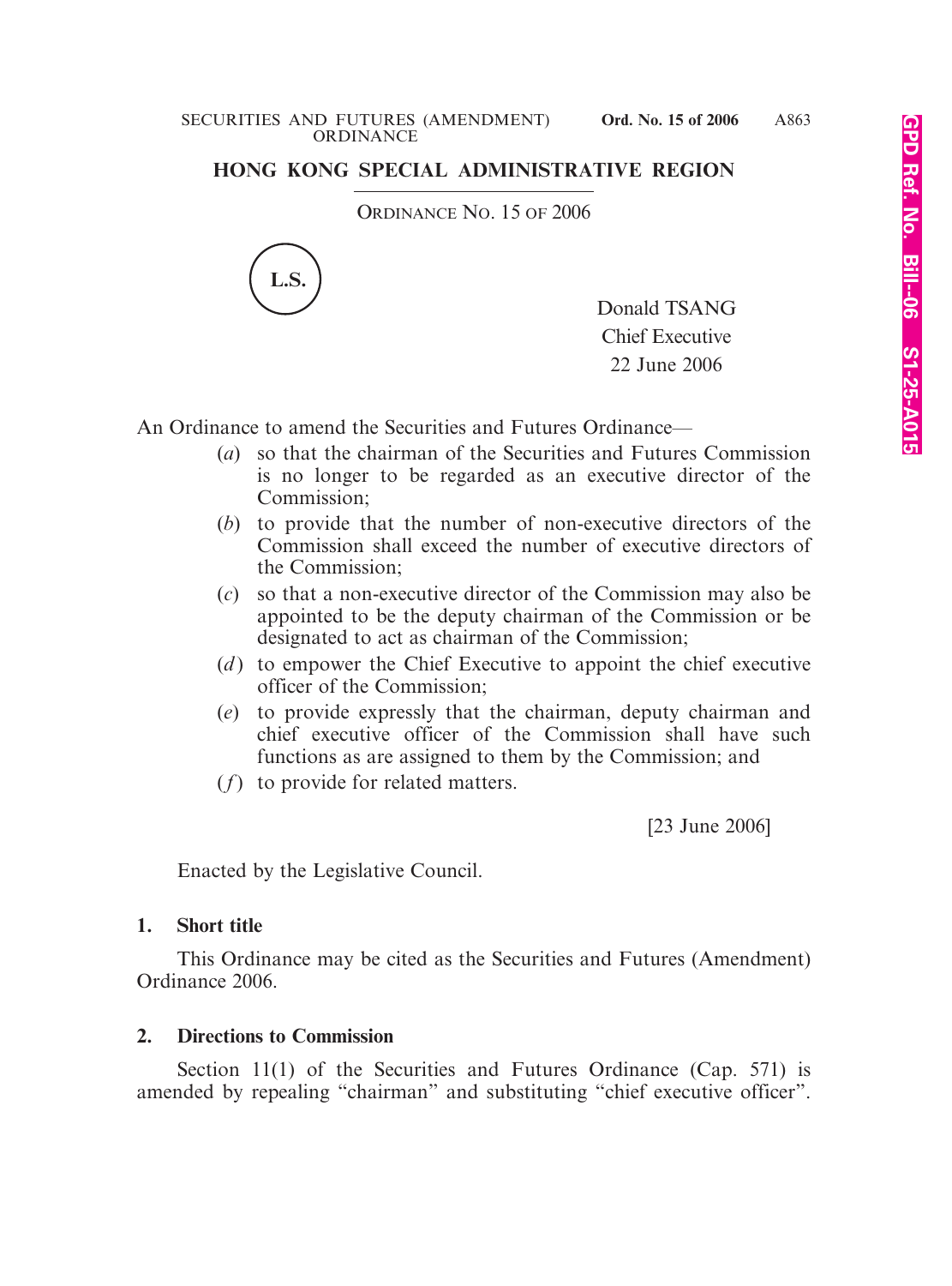# HONG KONG SPECIAL ADMINISTRATIVE REGION

ORDINANCE NO. 15 OF 2006

L.S.

Donald TSANG
Chief Executive
22 June 2006

An Ordinance to amend the Securities and Futures Ordinance—

(*a*) so that the chairman of the Securities and Futures Commission is no longer to be regarded as an executive director of the Commission;

(*b*) to provide that the number of non-executive directors of the Commission shall exceed the number of executive directors of the Commission;

(*c*) so that a non-executive director of the Commission may also be appointed to be the deputy chairman of the Commission or be designated to act as chairman of the Commission;

(*d*) to empower the Chief Executive to appoint the chief executive officer of the Commission;

(*e*) to provide expressly that the chairman, deputy chairman and chief executive officer of the Commission shall have such functions as are assigned to them by the Commission; and

(*f*) to provide for related matters.

[23 June 2006]

Enacted by the Legislative Council.

**1. Short title**

This Ordinance may be cited as the Securities and Futures (Amendment) Ordinance 2006.

**2. Directions to Commission**

Section 11(1) of the Securities and Futures Ordinance (Cap. 571) is amended by repealing "chairman" and substituting "chief executive officer".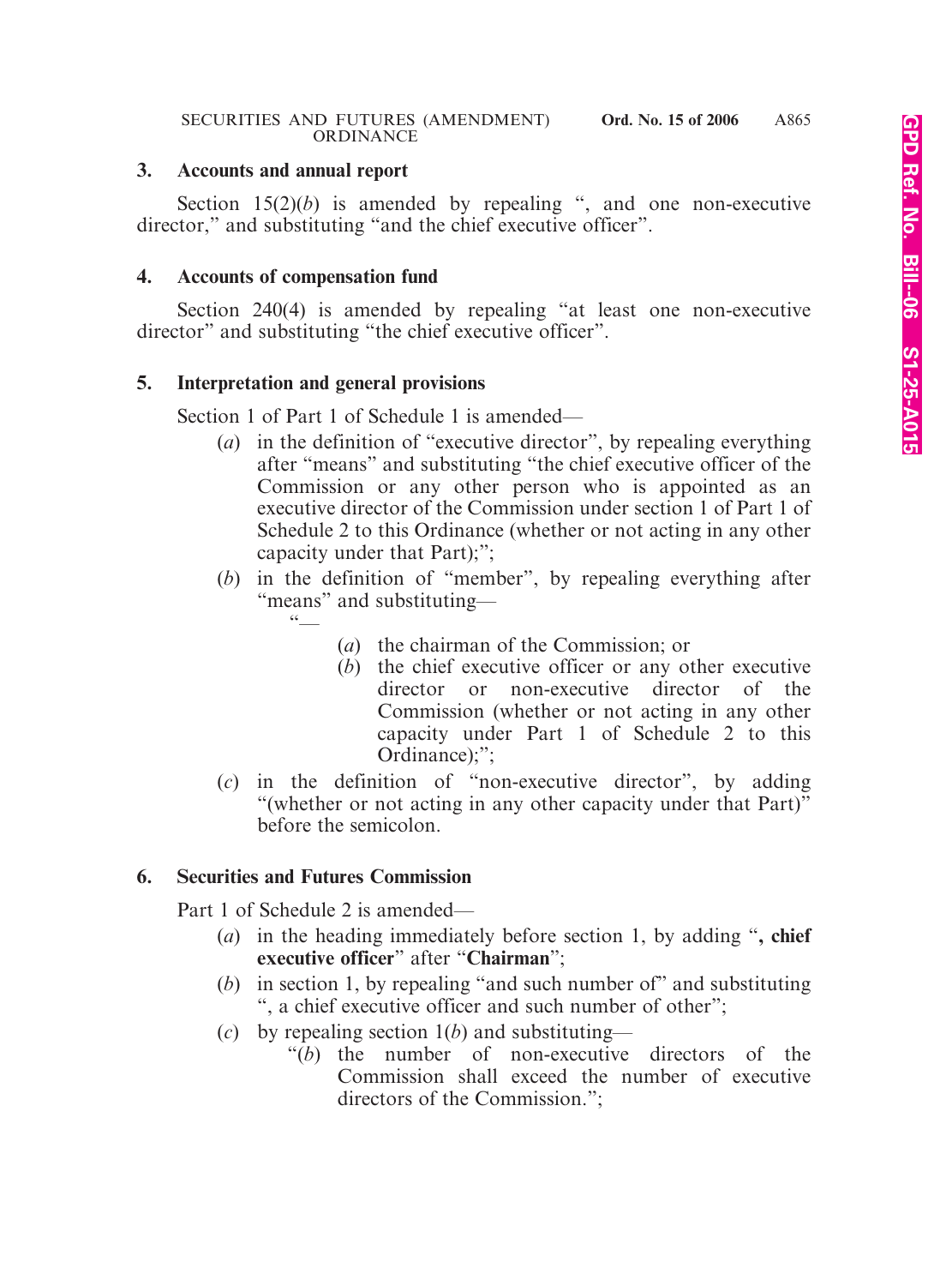## 3. Accounts and annual report

Section 15(2)(*b*) is amended by repealing ", and one non-executive director," and substituting "and the chief executive officer".

## 4. Accounts of compensation fund

Section 240(4) is amended by repealing "at least one non-executive director" and substituting "the chief executive officer".

## 5. Interpretation and general provisions

Section 1 of Part 1 of Schedule 1 is amended—

(*a*) in the definition of "executive director", by repealing everything after "means" and substituting "the chief executive officer of the Commission or any other person who is appointed as an executive director of the Commission under section 1 of Part 1 of Schedule 2 to this Ordinance (whether or not acting in any other capacity under that Part);";

(*b*) in the definition of "member", by repealing everything after "means" and substituting—

"—

(*a*) the chairman of the Commission; or

(*b*) the chief executive officer or any other executive director or non-executive director of the Commission (whether or not acting in any other capacity under Part 1 of Schedule 2 to this Ordinance);";

(*c*) in the definition of "non-executive director", by adding "(whether or not acting in any other capacity under that Part)" before the semicolon.

## 6. Securities and Futures Commission

Part 1 of Schedule 2 is amended—

(*a*) in the heading immediately before section 1, by adding "**, chief executive officer**" after "**Chairman**";

(*b*) in section 1, by repealing "and such number of" and substituting ", a chief executive officer and such number of other";

(*c*) by repealing section 1(*b*) and substituting—

"(*b*) the number of non-executive directors of the Commission shall exceed the number of executive directors of the Commission.";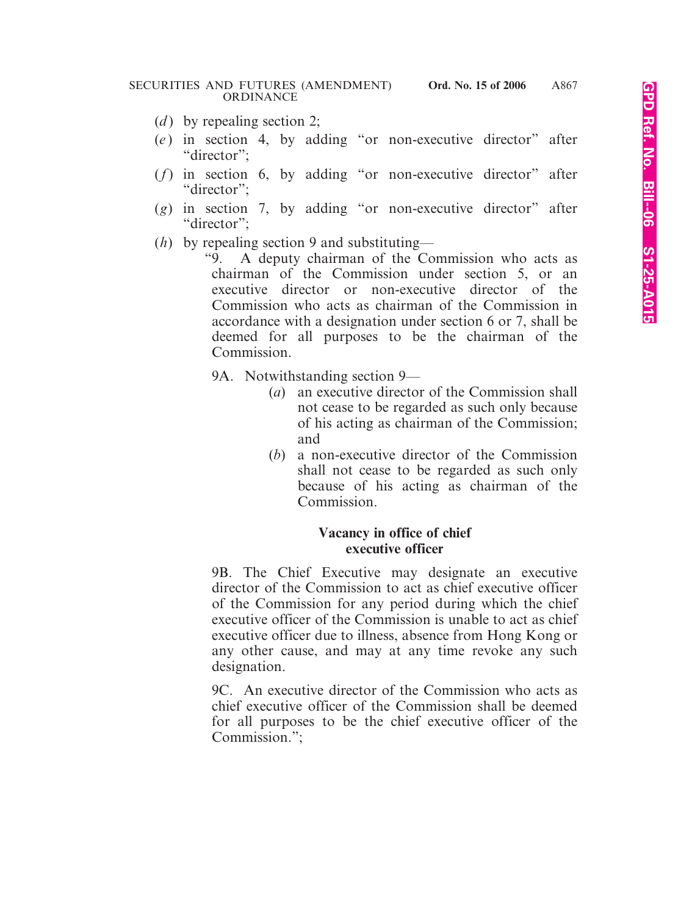(*d*) by repealing section 2;

(*e*) in section 4, by adding "or non-executive director" after "director";

(*f*) in section 6, by adding "or non-executive director" after "director";

(*g*) in section 7, by adding "or non-executive director" after "director";

(*h*) by repealing section 9 and substituting—

"9. A deputy chairman of the Commission who acts as chairman of the Commission under section 5, or an executive director or non-executive director of the Commission who acts as chairman of the Commission in accordance with a designation under section 6 or 7, shall be deemed for all purposes to be the chairman of the Commission.

9A. Notwithstanding section 9—

(*a*) an executive director of the Commission shall not cease to be regarded as such only because of his acting as chairman of the Commission; and

(*b*) a non-executive director of the Commission shall not cease to be regarded as such only because of his acting as chairman of the Commission.

**Vacancy in office of chief executive officer**

9B. The Chief Executive may designate an executive director of the Commission to act as chief executive officer of the Commission for any period during which the chief executive officer of the Commission is unable to act as chief executive officer due to illness, absence from Hong Kong or any other cause, and may at any time revoke any such designation.

9C. An executive director of the Commission who acts as chief executive officer of the Commission shall be deemed for all purposes to be the chief executive officer of the Commission.";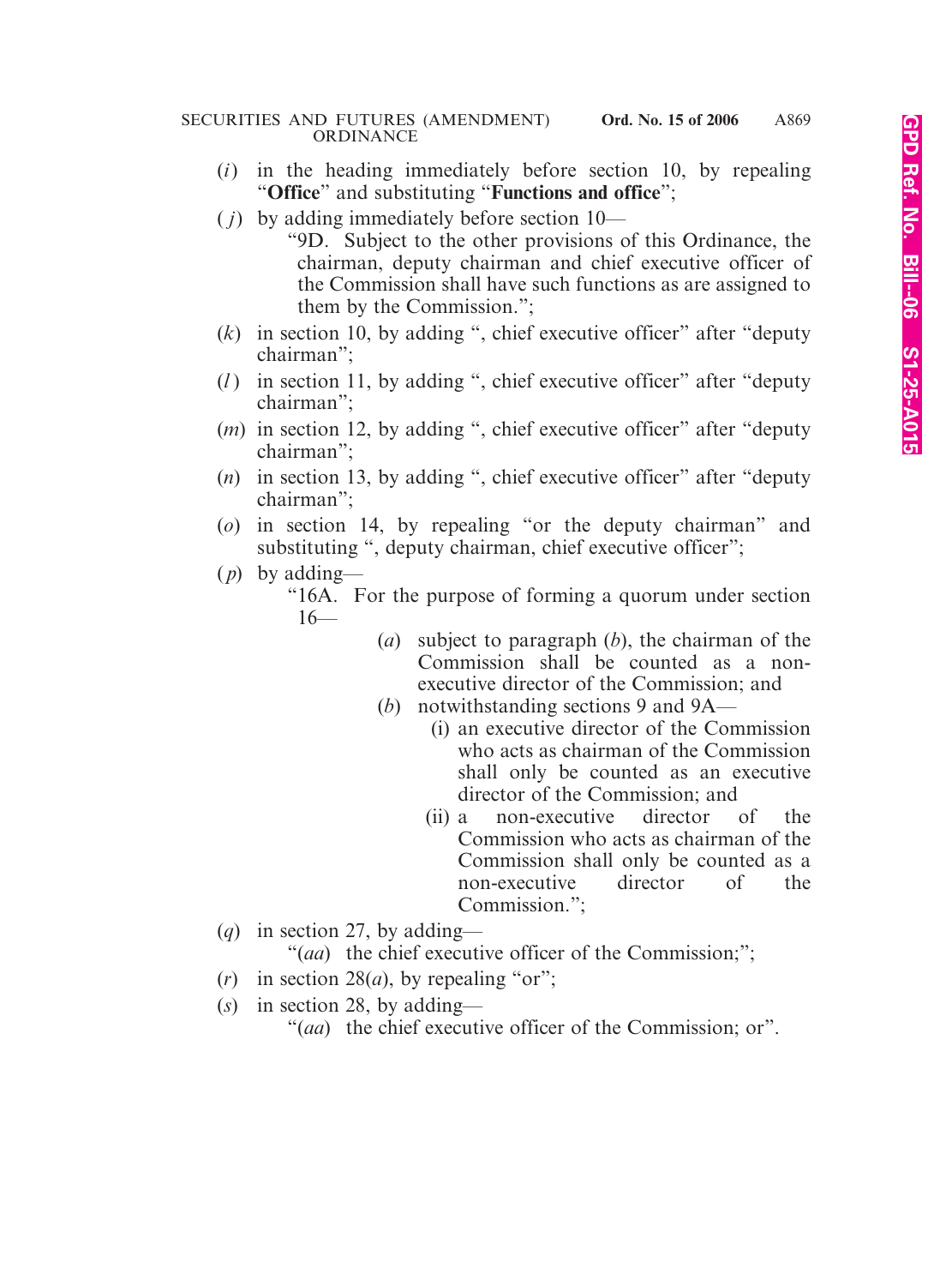(*i*) in the heading immediately before section 10, by repealing "**Office**" and substituting "**Functions and office**";

(*j*) by adding immediately before section 10—

"9D. Subject to the other provisions of this Ordinance, the chairman, deputy chairman and chief executive officer of the Commission shall have such functions as are assigned to them by the Commission.";

(*k*) in section 10, by adding ", chief executive officer" after "deputy chairman";

(*l*) in section 11, by adding ", chief executive officer" after "deputy chairman";

(*m*) in section 12, by adding ", chief executive officer" after "deputy chairman";

(*n*) in section 13, by adding ", chief executive officer" after "deputy chairman";

(*o*) in section 14, by repealing "or the deputy chairman" and substituting ", deputy chairman, chief executive officer";

(*p*) by adding—

"16A. For the purpose of forming a quorum under section 16—

(*a*) subject to paragraph (*b*), the chairman of the Commission shall be counted as a non-executive director of the Commission; and

(*b*) notwithstanding sections 9 and 9A—

(i) an executive director of the Commission who acts as chairman of the Commission shall only be counted as an executive director of the Commission; and

(ii) a non-executive director of the Commission who acts as chairman of the Commission shall only be counted as a non-executive director of the Commission.";

(*q*) in section 27, by adding—

"(*aa*) the chief executive officer of the Commission;";

(*r*) in section 28(*a*), by repealing "or";

(*s*) in section 28, by adding—

"(*aa*) the chief executive officer of the Commission; or".